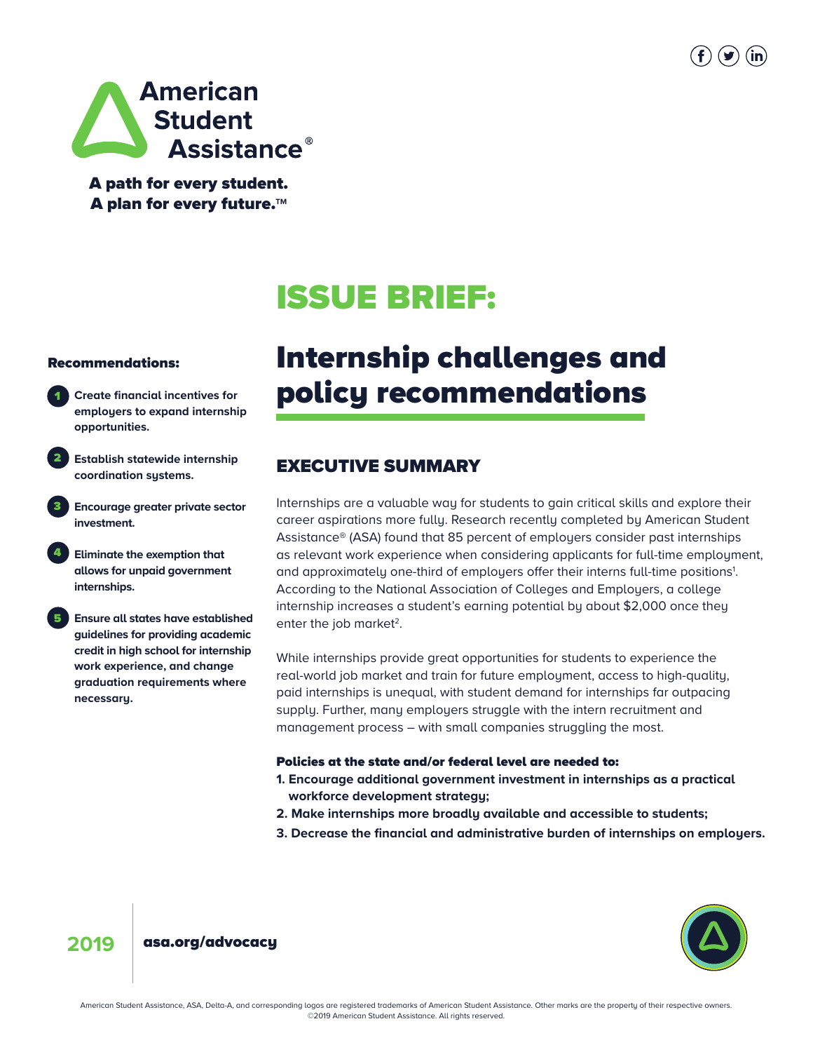American Student Assistance®

**A path for every student.**
**A plan for every future.™**

# ISSUE BRIEF:

# Internship challenges and policy recommendations

**Recommendations:**

1. **Create financial incentives for employers to expand internship opportunities.**
2. **Establish statewide internship coordination systems.**
3. **Encourage greater private sector investment.**
4. **Eliminate the exemption that allows for unpaid government internships.**
5. **Ensure all states have established guidelines for providing academic credit in high school for internship work experience, and change graduation requirements where necessary.**

## EXECUTIVE SUMMARY

Internships are a valuable way for students to gain critical skills and explore their career aspirations more fully. Research recently completed by American Student Assistance® (ASA) found that 85 percent of employers consider past internships as relevant work experience when considering applicants for full-time employment, and approximately one-third of employers offer their interns full-time positions[1]. According to the National Association of Colleges and Employers, a college internship increases a student's earning potential by about $2,000 once they enter the job market[2].

While internships provide great opportunities for students to experience the real-world job market and train for future employment, access to high-quality, paid internships is unequal, with student demand for internships far outpacing supply. Further, many employers struggle with the intern recruitment and management process – with small companies struggling the most.

**Policies at the state and/or federal level are needed to:**

1. **Encourage additional government investment in internships as a practical workforce development strategy;**
2. **Make internships more broadly available and accessible to students;**
3. **Decrease the financial and administrative burden of internships on employers.**

**2019** | **asa.org/advocacy**

American Student Assistance, ASA, Delta-A, and corresponding logos are registered trademarks of American Student Assistance. Other marks are the property of their respective owners. ©2019 American Student Assistance. All rights reserved.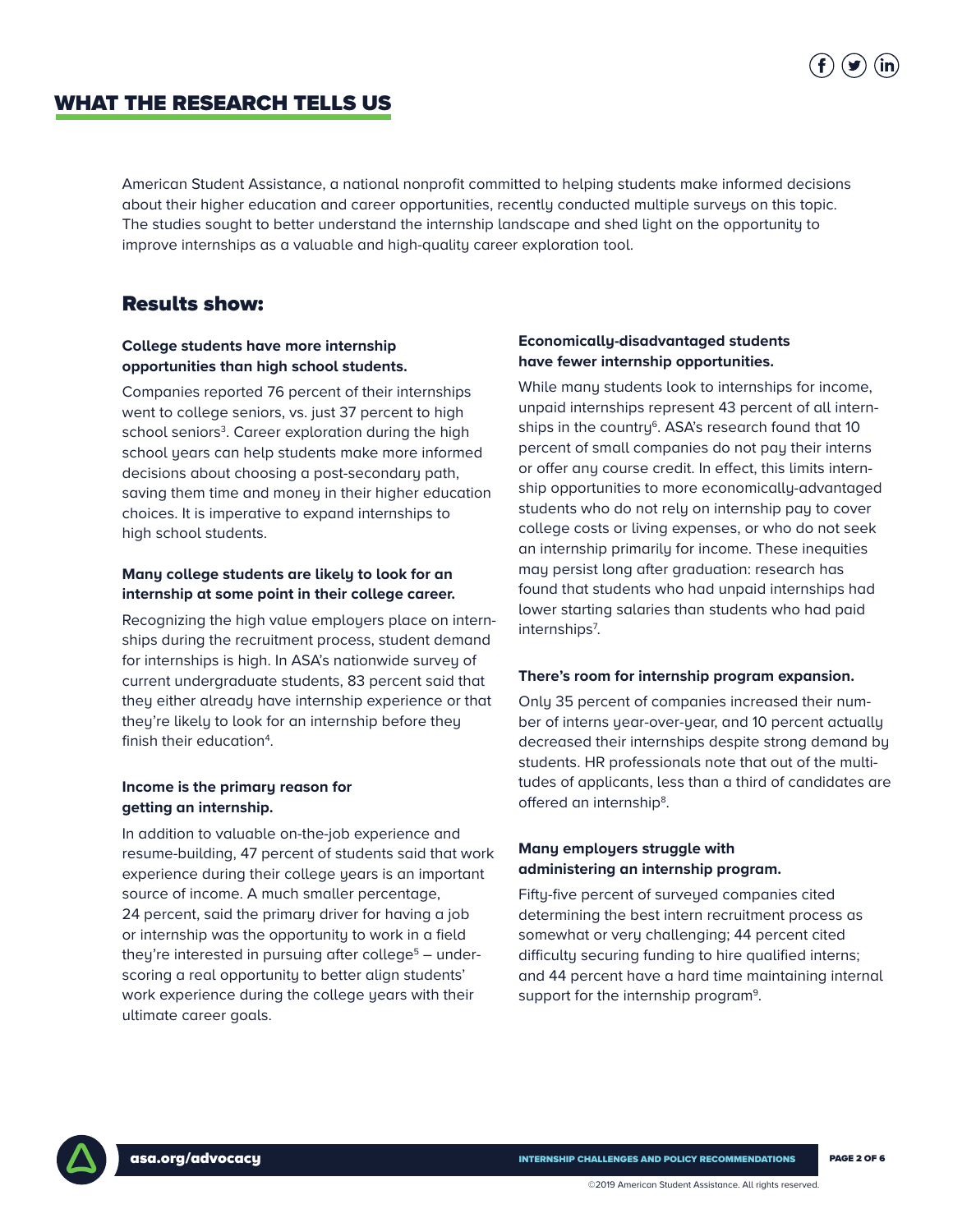## WHAT THE RESEARCH TELLS US

American Student Assistance, a national nonprofit committed to helping students make informed decisions about their higher education and career opportunities, recently conducted multiple surveys on this topic. The studies sought to better understand the internship landscape and shed light on the opportunity to improve internships as a valuable and high-quality career exploration tool.

### Results show:

**College students have more internship opportunities than high school students.**

Companies reported 76 percent of their internships went to college seniors, vs. just 37 percent to high school seniors[3]. Career exploration during the high school years can help students make more informed decisions about choosing a post-secondary path, saving them time and money in their higher education choices. It is imperative to expand internships to high school students.

**Many college students are likely to look for an internship at some point in their college career.**

Recognizing the high value employers place on internships during the recruitment process, student demand for internships is high. In ASA's nationwide survey of current undergraduate students, 83 percent said that they either already have internship experience or that they're likely to look for an internship before they finish their education[4].

**Income is the primary reason for getting an internship.**

In addition to valuable on-the-job experience and resume-building, 47 percent of students said that work experience during their college years is an important source of income. A much smaller percentage, 24 percent, said the primary driver for having a job or internship was the opportunity to work in a field they're interested in pursuing after college[5] – underscoring a real opportunity to better align students' work experience during the college years with their ultimate career goals.

**Economically-disadvantaged students have fewer internship opportunities.**

While many students look to internships for income, unpaid internships represent 43 percent of all internships in the country[6]. ASA's research found that 10 percent of small companies do not pay their interns or offer any course credit. In effect, this limits internship opportunities to more economically-advantaged students who do not rely on internship pay to cover college costs or living expenses, or who do not seek an internship primarily for income. These inequities may persist long after graduation: research has found that students who had unpaid internships had lower starting salaries than students who had paid internships[7].

**There's room for internship program expansion.**

Only 35 percent of companies increased their number of interns year-over-year, and 10 percent actually decreased their internships despite strong demand by students. HR professionals note that out of the multitudes of applicants, less than a third of candidates are offered an internship[8].

**Many employers struggle with administering an internship program.**

Fifty-five percent of surveyed companies cited determining the best intern recruitment process as somewhat or very challenging; 44 percent cited difficulty securing funding to hire qualified interns; and 44 percent have a hard time maintaining internal support for the internship program[9].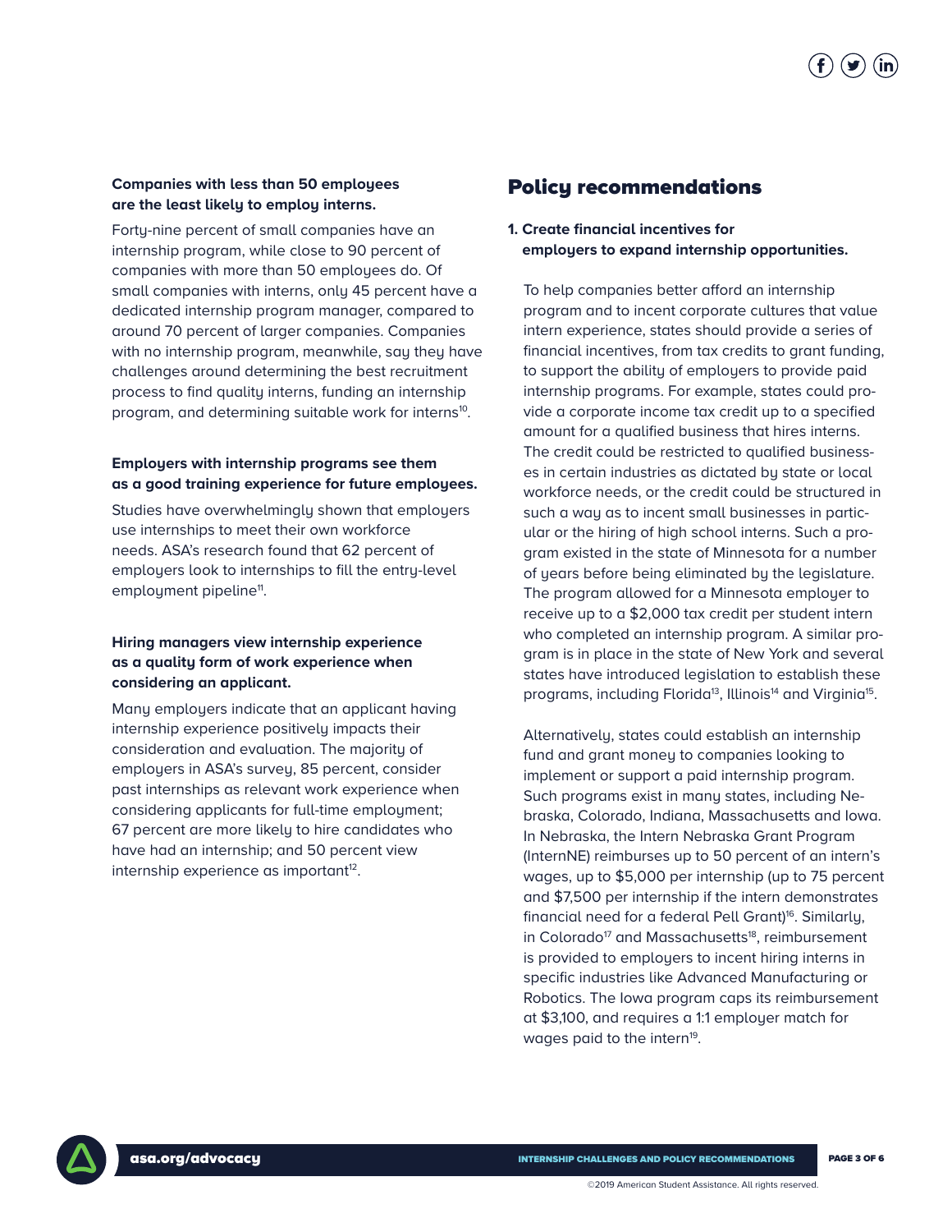**Companies with less than 50 employees are the least likely to employ interns.**

Forty-nine percent of small companies have an internship program, while close to 90 percent of companies with more than 50 employees do. Of small companies with interns, only 45 percent have a dedicated internship program manager, compared to around 70 percent of larger companies. Companies with no internship program, meanwhile, say they have challenges around determining the best recruitment process to find quality interns, funding an internship program, and determining suitable work for interns[10].

**Employers with internship programs see them as a good training experience for future employees.**

Studies have overwhelmingly shown that employers use internships to meet their own workforce needs. ASA's research found that 62 percent of employers look to internships to fill the entry-level employment pipeline[11].

**Hiring managers view internship experience as a quality form of work experience when considering an applicant.**

Many employers indicate that an applicant having internship experience positively impacts their consideration and evaluation. The majority of employers in ASA's survey, 85 percent, consider past internships as relevant work experience when considering applicants for full-time employment; 67 percent are more likely to hire candidates who have had an internship; and 50 percent view internship experience as important[12].

## Policy recommendations

**1. Create financial incentives for employers to expand internship opportunities.**

To help companies better afford an internship program and to incent corporate cultures that value intern experience, states should provide a series of financial incentives, from tax credits to grant funding, to support the ability of employers to provide paid internship programs. For example, states could provide a corporate income tax credit up to a specified amount for a qualified business that hires interns. The credit could be restricted to qualified businesses in certain industries as dictated by state or local workforce needs, or the credit could be structured in such a way as to incent small businesses in particular or the hiring of high school interns. Such a program existed in the state of Minnesota for a number of years before being eliminated by the legislature. The program allowed for a Minnesota employer to receive up to a $2,000 tax credit per student intern who completed an internship program. A similar program is in place in the state of New York and several states have introduced legislation to establish these programs, including Florida[13], Illinois[14] and Virginia[15].

Alternatively, states could establish an internship fund and grant money to companies looking to implement or support a paid internship program. Such programs exist in many states, including Nebraska, Colorado, Indiana, Massachusetts and Iowa. In Nebraska, the Intern Nebraska Grant Program (InternNE) reimburses up to 50 percent of an intern's wages, up to $5,000 per internship (up to 75 percent and $7,500 per internship if the intern demonstrates financial need for a federal Pell Grant)[16]. Similarly, in Colorado[17] and Massachusetts[18], reimbursement is provided to employers to incent hiring interns in specific industries like Advanced Manufacturing or Robotics. The Iowa program caps its reimbursement at $3,100, and requires a 1:1 employer match for wages paid to the intern[19].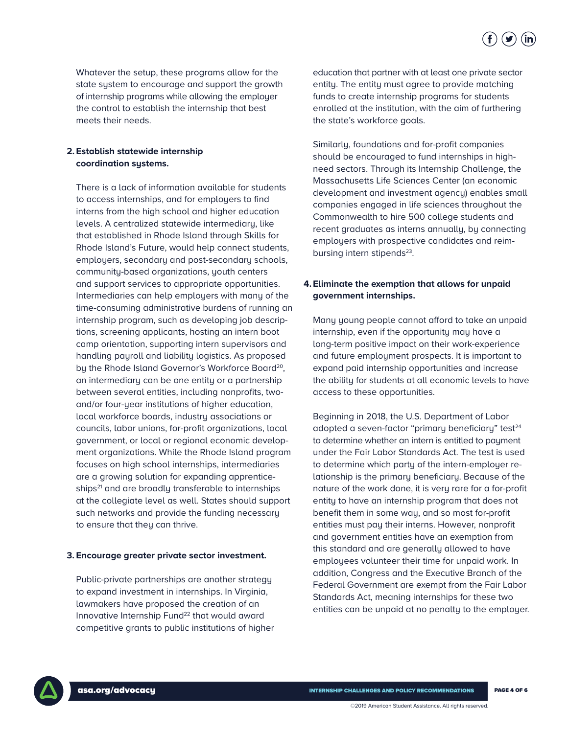Whatever the setup, these programs allow for the state system to encourage and support the growth of internship programs while allowing the employer the control to establish the internship that best meets their needs.

**2. Establish statewide internship coordination systems.**

There is a lack of information available for students to access internships, and for employers to find interns from the high school and higher education levels. A centralized statewide intermediary, like that established in Rhode Island through Skills for Rhode Island's Future, would help connect students, employers, secondary and post-secondary schools, community-based organizations, youth centers and support services to appropriate opportunities. Intermediaries can help employers with many of the time-consuming administrative burdens of running an internship program, such as developing job descriptions, screening applicants, hosting an intern boot camp orientation, supporting intern supervisors and handling payroll and liability logistics. As proposed by the Rhode Island Governor's Workforce Board[20], an intermediary can be one entity or a partnership between several entities, including nonprofits, two- and/or four-year institutions of higher education, local workforce boards, industry associations or councils, labor unions, for-profit organizations, local government, or local or regional economic development organizations. While the Rhode Island program focuses on high school internships, intermediaries are a growing solution for expanding apprenticeships[21] and are broadly transferable to internships at the collegiate level as well. States should support such networks and provide the funding necessary to ensure that they can thrive.

**3. Encourage greater private sector investment.**

Public-private partnerships are another strategy to expand investment in internships. In Virginia, lawmakers have proposed the creation of an Innovative Internship Fund[22] that would award competitive grants to public institutions of higher education that partner with at least one private sector entity. The entity must agree to provide matching funds to create internship programs for students enrolled at the institution, with the aim of furthering the state's workforce goals.

Similarly, foundations and for-profit companies should be encouraged to fund internships in high-need sectors. Through its Internship Challenge, the Massachusetts Life Sciences Center (an economic development and investment agency) enables small companies engaged in life sciences throughout the Commonwealth to hire 500 college students and recent graduates as interns annually, by connecting employers with prospective candidates and reimbursing intern stipends[23].

**4. Eliminate the exemption that allows for unpaid government internships.**

Many young people cannot afford to take an unpaid internship, even if the opportunity may have a long-term positive impact on their work-experience and future employment prospects. It is important to expand paid internship opportunities and increase the ability for students at all economic levels to have access to these opportunities.

Beginning in 2018, the U.S. Department of Labor adopted a seven-factor "primary beneficiary" test[24] to determine whether an intern is entitled to payment under the Fair Labor Standards Act. The test is used to determine which party of the intern-employer relationship is the primary beneficiary. Because of the nature of the work done, it is very rare for a for-profit entity to have an internship program that does not benefit them in some way, and so most for-profit entities must pay their interns. However, nonprofit and government entities have an exemption from this standard and are generally allowed to have employees volunteer their time for unpaid work. In addition, Congress and the Executive Branch of the Federal Government are exempt from the Fair Labor Standards Act, meaning internships for these two entities can be unpaid at no penalty to the employer.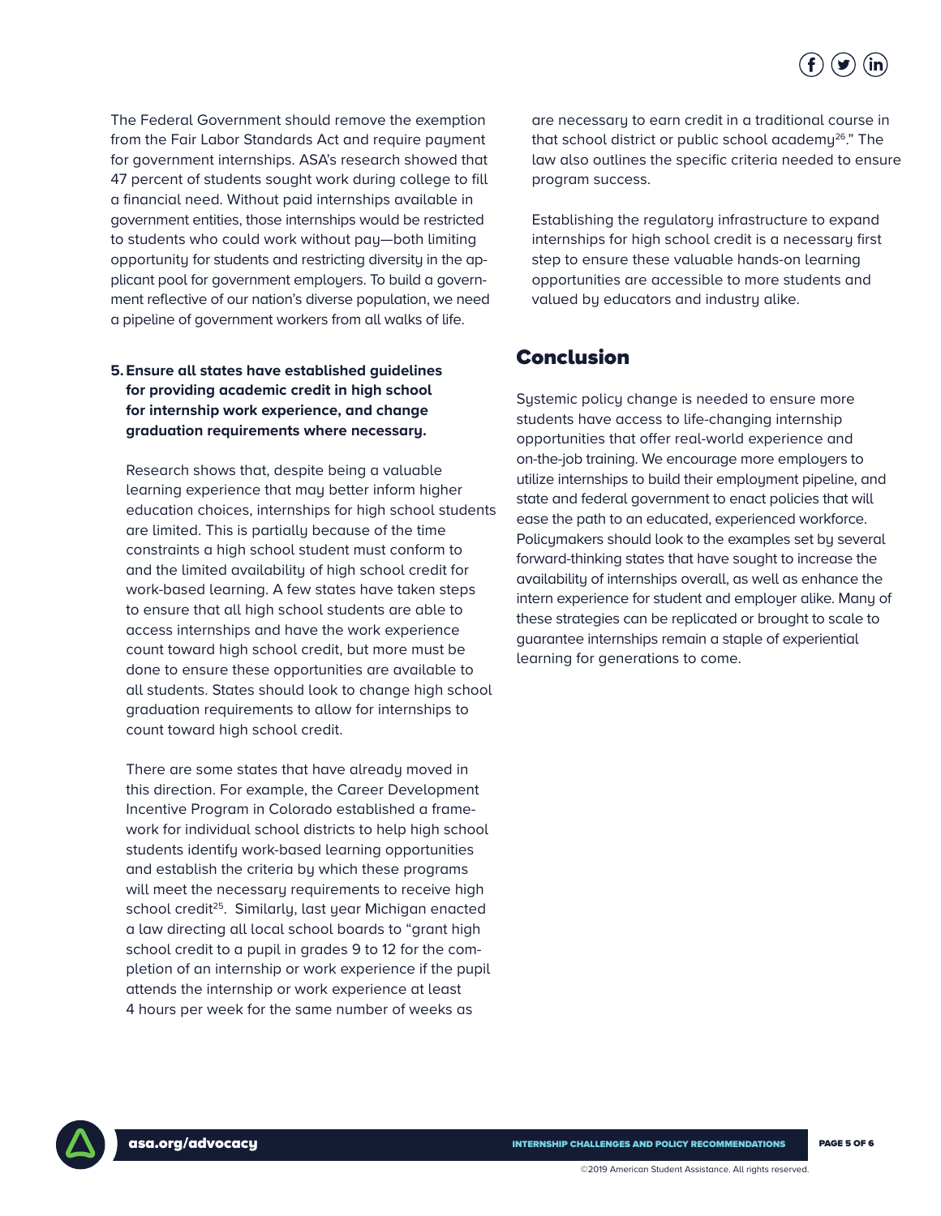The Federal Government should remove the exemption from the Fair Labor Standards Act and require payment for government internships. ASA's research showed that 47 percent of students sought work during college to fill a financial need. Without paid internships available in government entities, those internships would be restricted to students who could work without pay—both limiting opportunity for students and restricting diversity in the applicant pool for government employers. To build a government reflective of our nation's diverse population, we need a pipeline of government workers from all walks of life.

5. **Ensure all states have established guidelines for providing academic credit in high school for internship work experience, and change graduation requirements where necessary.**

   Research shows that, despite being a valuable learning experience that may better inform higher education choices, internships for high school students are limited. This is partially because of the time constraints a high school student must conform to and the limited availability of high school credit for work-based learning. A few states have taken steps to ensure that all high school students are able to access internships and have the work experience count toward high school credit, but more must be done to ensure these opportunities are available to all students. States should look to change high school graduation requirements to allow for internships to count toward high school credit.

   There are some states that have already moved in this direction. For example, the Career Development Incentive Program in Colorado established a framework for individual school districts to help high school students identify work-based learning opportunities and establish the criteria by which these programs will meet the necessary requirements to receive high school credit[25]. Similarly, last year Michigan enacted a law directing all local school boards to "grant high school credit to a pupil in grades 9 to 12 for the completion of an internship or work experience if the pupil attends the internship or work experience at least 4 hours per week for the same number of weeks as are necessary to earn credit in a traditional course in that school district or public school academy[26]." The law also outlines the specific criteria needed to ensure program success.

   Establishing the regulatory infrastructure to expand internships for high school credit is a necessary first step to ensure these valuable hands-on learning opportunities are accessible to more students and valued by educators and industry alike.

## Conclusion

Systemic policy change is needed to ensure more students have access to life-changing internship opportunities that offer real-world experience and on-the-job training. We encourage more employers to utilize internships to build their employment pipeline, and state and federal government to enact policies that will ease the path to an educated, experienced workforce. Policymakers should look to the examples set by several forward-thinking states that have sought to increase the availability of internships overall, as well as enhance the intern experience for student and employer alike. Many of these strategies can be replicated or brought to scale to guarantee internships remain a staple of experiential learning for generations to come.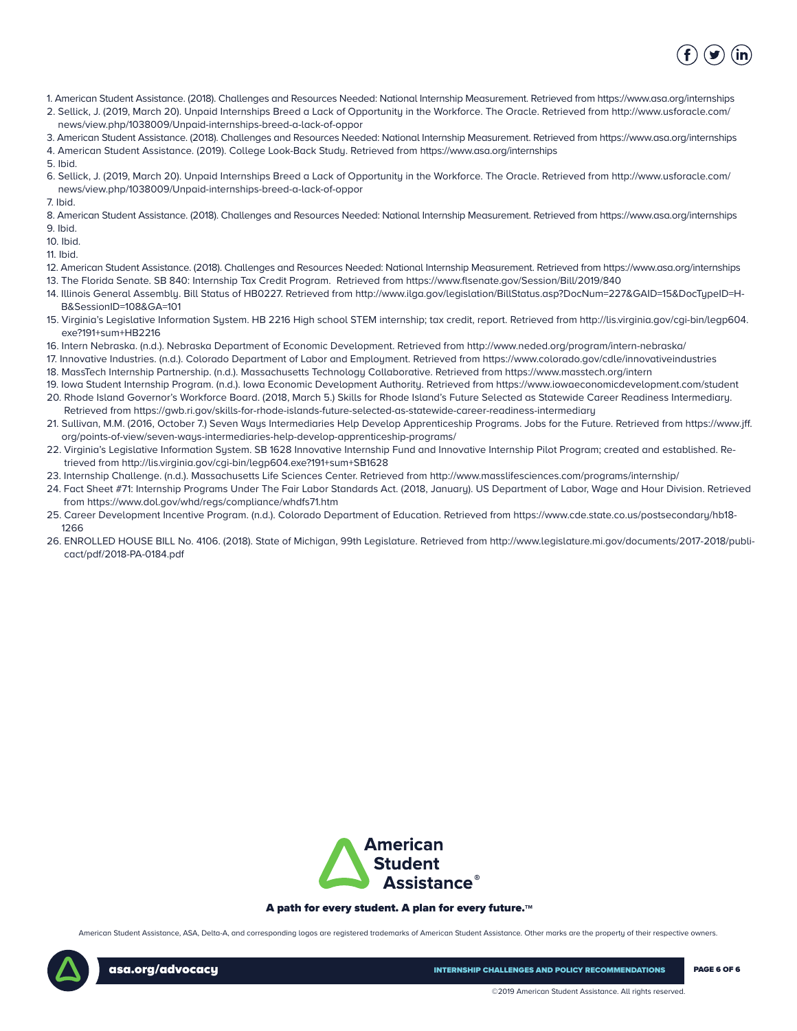1. American Student Assistance. (2018). Challenges and Resources Needed: National Internship Measurement. Retrieved from https://www.asa.org/internships
2. Sellick, J. (2019, March 20). Unpaid Internships Breed a Lack of Opportunity in the Workforce. The Oracle. Retrieved from http://www.usforacle.com/news/view.php/1038009/Unpaid-internships-breed-a-lack-of-oppor
3. American Student Assistance. (2018). Challenges and Resources Needed: National Internship Measurement. Retrieved from https://www.asa.org/internships
4. American Student Assistance. (2019). College Look-Back Study. Retrieved from https://www.asa.org/internships
5. Ibid.
6. Sellick, J. (2019, March 20). Unpaid Internships Breed a Lack of Opportunity in the Workforce. The Oracle. Retrieved from http://www.usforacle.com/news/view.php/1038009/Unpaid-internships-breed-a-lack-of-oppor
7. Ibid.
8. American Student Assistance. (2018). Challenges and Resources Needed: National Internship Measurement. Retrieved from https://www.asa.org/internships
9. Ibid.
10. Ibid.
11. Ibid.
12. American Student Assistance. (2018). Challenges and Resources Needed: National Internship Measurement. Retrieved from https://www.asa.org/internships
13. The Florida Senate. SB 840: Internship Tax Credit Program. Retrieved from https://www.flsenate.gov/Session/Bill/2019/840
14. Illinois General Assembly. Bill Status of HB0227. Retrieved from http://www.ilga.gov/legislation/BillStatus.asp?DocNum=227&GAID=15&DocTypeID=H-B&SessionID=108&GA=101
15. Virginia's Legislative Information System. HB 2216 High school STEM internship; tax credit, report. Retrieved from http://lis.virginia.gov/cgi-bin/legp604.exe?191+sum+HB2216
16. Intern Nebraska. (n.d.). Nebraska Department of Economic Development. Retrieved from http://www.neded.org/program/intern-nebraska/
17. Innovative Industries. (n.d.). Colorado Department of Labor and Employment. Retrieved from https://www.colorado.gov/cdle/innovativeindustries
18. MassTech Internship Partnership. (n.d.). Massachusetts Technology Collaborative. Retrieved from https://www.masstech.org/intern
19. Iowa Student Internship Program. (n.d.). Iowa Economic Development Authority. Retrieved from https://www.iowaeconomicdevelopment.com/student
20. Rhode Island Governor's Workforce Board. (2018, March 5.) Skills for Rhode Island's Future Selected as Statewide Career Readiness Intermediary. Retrieved from https://gwb.ri.gov/skills-for-rhode-islands-future-selected-as-statewide-career-readiness-intermediary
21. Sullivan, M.M. (2016, October 7.) Seven Ways Intermediaries Help Develop Apprenticeship Programs. Jobs for the Future. Retrieved from https://www.jff.org/points-of-view/seven-ways-intermediaries-help-develop-apprenticeship-programs/
22. Virginia's Legislative Information System. SB 1628 Innovative Internship Fund and Innovative Internship Pilot Program; created and established. Retrieved from http://lis.virginia.gov/cgi-bin/legp604.exe?191+sum+SB1628
23. Internship Challenge. (n.d.). Massachusetts Life Sciences Center. Retrieved from http://www.masslifesciences.com/programs/internship/
24. Fact Sheet #71: Internship Programs Under The Fair Labor Standards Act. (2018, January). US Department of Labor, Wage and Hour Division. Retrieved from https://www.dol.gov/whd/regs/compliance/whdfs71.htm
25. Career Development Incentive Program. (n.d.). Colorado Department of Education. Retrieved from https://www.cde.state.co.us/postsecondary/hb18-1266
26. ENROLLED HOUSE BILL No. 4106. (2018). State of Michigan, 99th Legislature. Retrieved from http://www.legislature.mi.gov/documents/2017-2018/publicact/pdf/2018-PA-0184.pdf

American Student Assistance®

**A path for every student. A plan for every future.™**

American Student Assistance, ASA, Delta-A, and corresponding logos are registered trademarks of American Student Assistance. Other marks are the property of their respective owners.

©2019 American Student Assistance. All rights reserved.